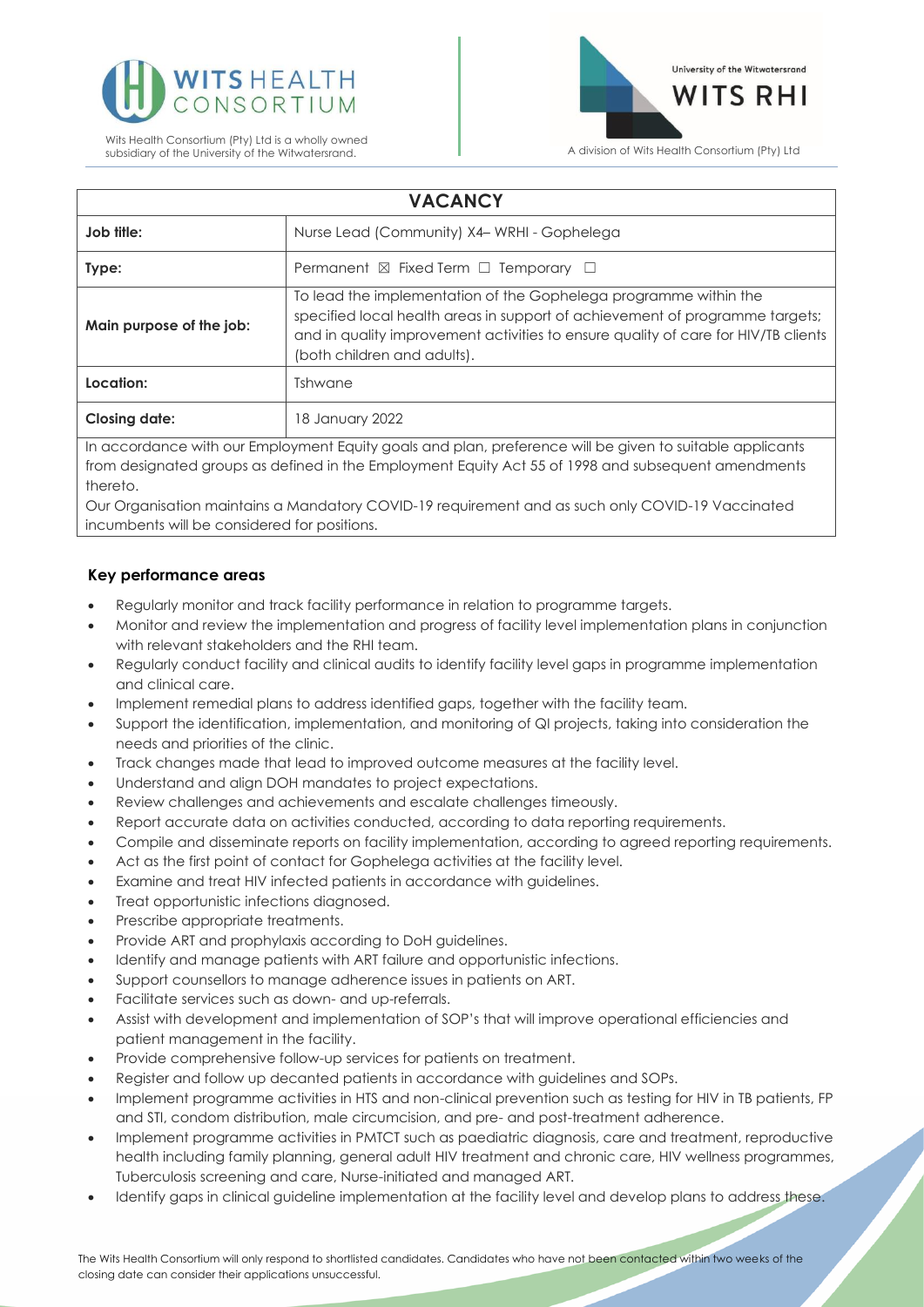Wits Health Consortium (Pty) Ltd is a wholly owned subsidiary of the University of the Witwatersrand.

A division of Wits Health Consortium (Pty) Ltd

| VACANCY | |
|---|---|
| **Job title:** | Nurse Lead (Community) X4– WRHI - Gophelega |
| **Type:** | Permanent ☒ Fixed Term ☐ Temporary ☐ |
| **Main purpose of the job:** | To lead the implementation of the Gophelega programme within the specified local health areas in support of achievement of programme targets; and in quality improvement activities to ensure quality of care for HIV/TB clients (both children and adults). |
| **Location:** | Tshwane |
| **Closing date:** | 18 January 2022 |

In accordance with our Employment Equity goals and plan, preference will be given to suitable applicants from designated groups as defined in the Employment Equity Act 55 of 1998 and subsequent amendments thereto.

Our Organisation maintains a Mandatory COVID-19 requirement and as such only COVID-19 Vaccinated incumbents will be considered for positions.

### Key performance areas

- Regularly monitor and track facility performance in relation to programme targets.
- Monitor and review the implementation and progress of facility level implementation plans in conjunction with relevant stakeholders and the RHI team.
- Regularly conduct facility and clinical audits to identify facility level gaps in programme implementation and clinical care.
- Implement remedial plans to address identified gaps, together with the facility team.
- Support the identification, implementation, and monitoring of QI projects, taking into consideration the needs and priorities of the clinic.
- Track changes made that lead to improved outcome measures at the facility level.
- Understand and align DOH mandates to project expectations.
- Review challenges and achievements and escalate challenges timeously.
- Report accurate data on activities conducted, according to data reporting requirements.
- Compile and disseminate reports on facility implementation, according to agreed reporting requirements.
- Act as the first point of contact for Gophelega activities at the facility level.
- Examine and treat HIV infected patients in accordance with guidelines.
- Treat opportunistic infections diagnosed.
- Prescribe appropriate treatments.
- Provide ART and prophylaxis according to DoH guidelines.
- Identify and manage patients with ART failure and opportunistic infections.
- Support counsellors to manage adherence issues in patients on ART.
- Facilitate services such as down- and up-referrals.
- Assist with development and implementation of SOP's that will improve operational efficiencies and patient management in the facility.
- Provide comprehensive follow-up services for patients on treatment.
- Register and follow up decanted patients in accordance with guidelines and SOPs.
- Implement programme activities in HTS and non-clinical prevention such as testing for HIV in TB patients, FP and STI, condom distribution, male circumcision, and pre- and post-treatment adherence.
- Implement programme activities in PMTCT such as paediatric diagnosis, care and treatment, reproductive health including family planning, general adult HIV treatment and chronic care, HIV wellness programmes, Tuberculosis screening and care, Nurse-initiated and managed ART.
- Identify gaps in clinical guideline implementation at the facility level and develop plans to address these.

The Wits Health Consortium will only respond to shortlisted candidates. Candidates who have not been contacted within two weeks of the closing date can consider their applications unsuccessful.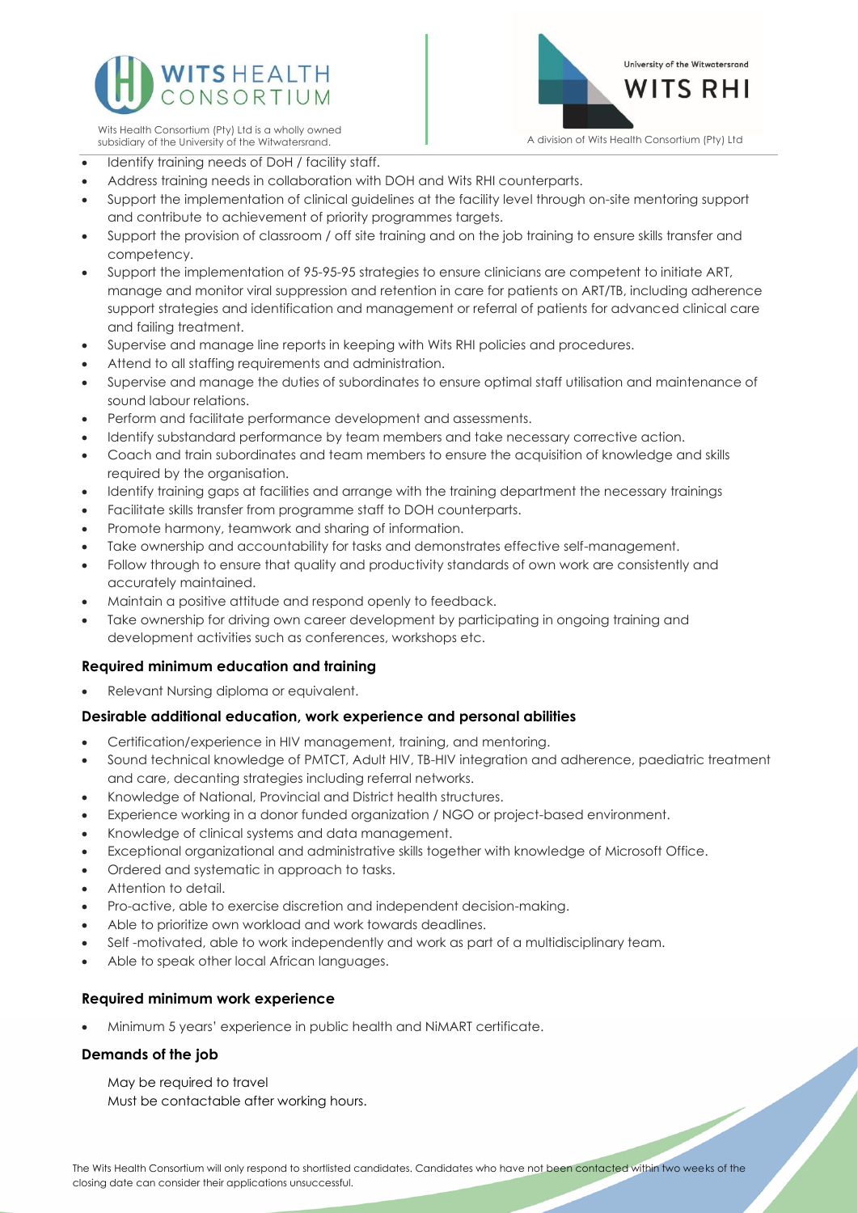- Identify training needs of DoH / facility staff.
- Address training needs in collaboration with DOH and Wits RHI counterparts.
- Support the implementation of clinical guidelines at the facility level through on-site mentoring support and contribute to achievement of priority programmes targets.
- Support the provision of classroom / off site training and on the job training to ensure skills transfer and competency.
- Support the implementation of 95-95-95 strategies to ensure clinicians are competent to initiate ART, manage and monitor viral suppression and retention in care for patients on ART/TB, including adherence support strategies and identification and management or referral of patients for advanced clinical care and failing treatment.
- Supervise and manage line reports in keeping with Wits RHI policies and procedures.
- Attend to all staffing requirements and administration.
- Supervise and manage the duties of subordinates to ensure optimal staff utilisation and maintenance of sound labour relations.
- Perform and facilitate performance development and assessments.
- Identify substandard performance by team members and take necessary corrective action.
- Coach and train subordinates and team members to ensure the acquisition of knowledge and skills required by the organisation.
- Identify training gaps at facilities and arrange with the training department the necessary trainings
- Facilitate skills transfer from programme staff to DOH counterparts.
- Promote harmony, teamwork and sharing of information.
- Take ownership and accountability for tasks and demonstrates effective self-management.
- Follow through to ensure that quality and productivity standards of own work are consistently and accurately maintained.
- Maintain a positive attitude and respond openly to feedback.
- Take ownership for driving own career development by participating in ongoing training and development activities such as conferences, workshops etc.

### Required minimum education and training

- Relevant Nursing diploma or equivalent.

### Desirable additional education, work experience and personal abilities

- Certification/experience in HIV management, training, and mentoring.
- Sound technical knowledge of PMTCT, Adult HIV, TB-HIV integration and adherence, paediatric treatment and care, decanting strategies including referral networks.
- Knowledge of National, Provincial and District health structures.
- Experience working in a donor funded organization / NGO or project-based environment.
- Knowledge of clinical systems and data management.
- Exceptional organizational and administrative skills together with knowledge of Microsoft Office.
- Ordered and systematic in approach to tasks.
- Attention to detail.
- Pro-active, able to exercise discretion and independent decision-making.
- Able to prioritize own workload and work towards deadlines.
- Self -motivated, able to work independently and work as part of a multidisciplinary team.
- Able to speak other local African languages.

### Required minimum work experience

- Minimum 5 years' experience in public health and NiMART certificate.

### Demands of the job

May be required to travel
Must be contactable after working hours.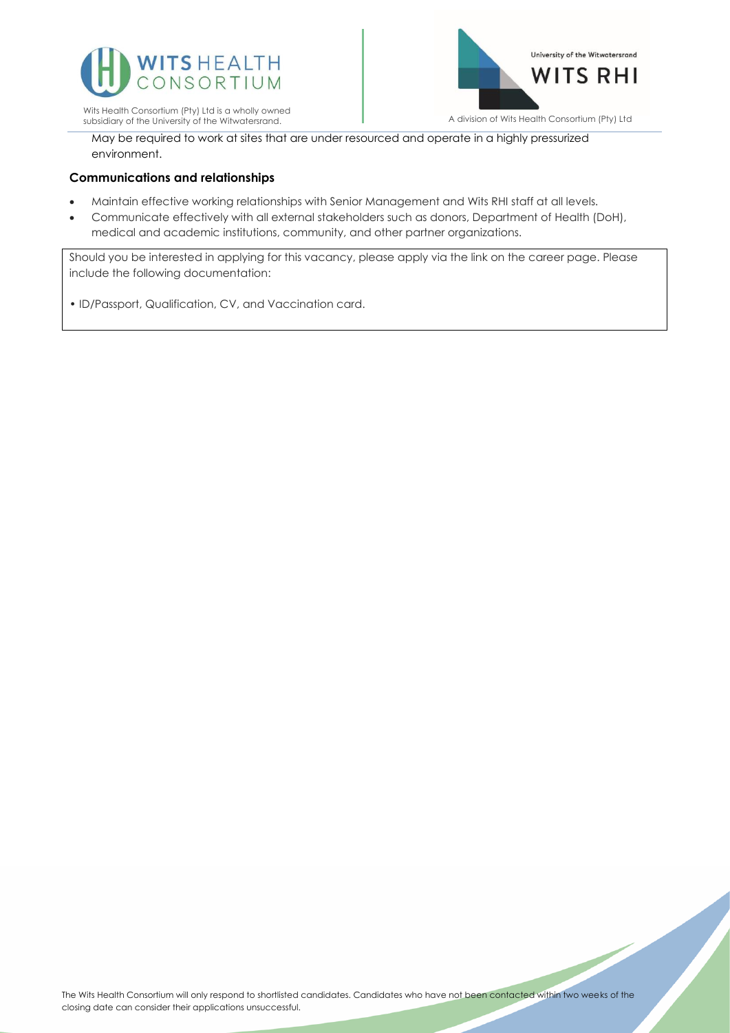May be required to work at sites that are under resourced and operate in a highly pressurized environment.

### Communications and relationships

- Maintain effective working relationships with Senior Management and Wits RHI staff at all levels.
- Communicate effectively with all external stakeholders such as donors, Department of Health (DoH), medical and academic institutions, community, and other partner organizations.

Should you be interested in applying for this vacancy, please apply via the link on the career page. Please include the following documentation:

• ID/Passport, Qualification, CV, and Vaccination card.

The Wits Health Consortium will only respond to shortlisted candidates. Candidates who have not been contacted within two weeks of the closing date can consider their applications unsuccessful.